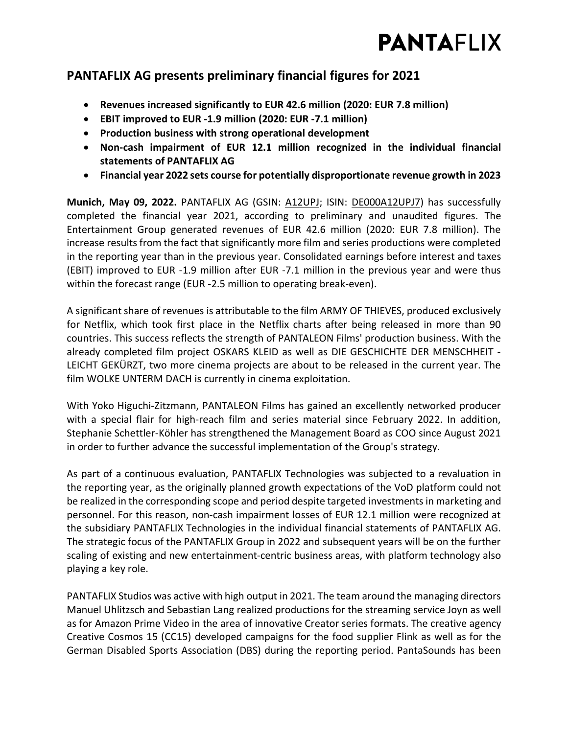# PANTAFLIX AG presents preliminary financial figures for 2021

- **Revenues increased significantly to EUR 42.6 million (2020: EUR 7.8 million)**
- **EBIT improved to EUR -1.9 million (2020: EUR -7.1 million)**
- **Production business with strong operational development**
- **Non-cash impairment of EUR 12.1 million recognized in the individual financial statements of PANTAFLIX AG**
- **Financial year 2022 sets course for potentially disproportionate revenue growth in 2023**

**Munich, May 09, 2022.** PANTAFLIX AG (GSIN: A12UPJ; ISIN: DE000A12UPJ7) has successfully completed the financial year 2021, according to preliminary and unaudited figures. The Entertainment Group generated revenues of EUR 42.6 million (2020: EUR 7.8 million). The increase results from the fact that significantly more film and series productions were completed in the reporting year than in the previous year. Consolidated earnings before interest and taxes (EBIT) improved to EUR -1.9 million after EUR -7.1 million in the previous year and were thus within the forecast range (EUR -2.5 million to operating break-even).

A significant share of revenues is attributable to the film ARMY OF THIEVES, produced exclusively for Netflix, which took first place in the Netflix charts after being released in more than 90 countries. This success reflects the strength of PANTALEON Films' production business. With the already completed film project OSKARS KLEID as well as DIE GESCHICHTE DER MENSCHHEIT - LEICHT GEKÜRZT, two more cinema projects are about to be released in the current year. The film WOLKE UNTERM DACH is currently in cinema exploitation.

With Yoko Higuchi-Zitzmann, PANTALEON Films has gained an excellently networked producer with a special flair for high-reach film and series material since February 2022. In addition, Stephanie Schettler-Köhler has strengthened the Management Board as COO since August 2021 in order to further advance the successful implementation of the Group's strategy.

As part of a continuous evaluation, PANTAFLIX Technologies was subjected to a revaluation in the reporting year, as the originally planned growth expectations of the VoD platform could not be realized in the corresponding scope and period despite targeted investments in marketing and personnel. For this reason, non-cash impairment losses of EUR 12.1 million were recognized at the subsidiary PANTAFLIX Technologies in the individual financial statements of PANTAFLIX AG. The strategic focus of the PANTAFLIX Group in 2022 and subsequent years will be on the further scaling of existing and new entertainment-centric business areas, with platform technology also playing a key role.

PANTAFLIX Studios was active with high output in 2021. The team around the managing directors Manuel Uhlitzsch and Sebastian Lang realized productions for the streaming service Joyn as well as for Amazon Prime Video in the area of innovative Creator series formats. The creative agency Creative Cosmos 15 (CC15) developed campaigns for the food supplier Flink as well as for the German Disabled Sports Association (DBS) during the reporting period. PantaSounds has been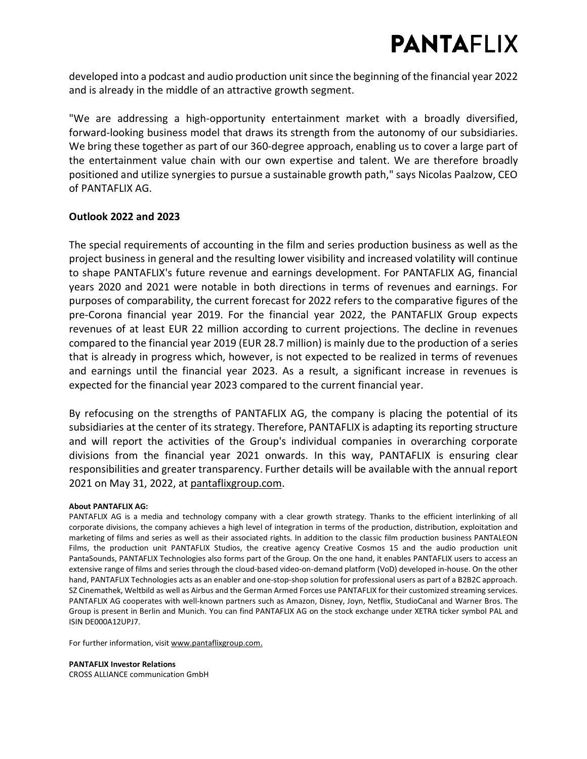developed into a podcast and audio production unit since the beginning of the financial year 2022 and is already in the middle of an attractive growth segment.

"We are addressing a high-opportunity entertainment market with a broadly diversified, forward-looking business model that draws its strength from the autonomy of our subsidiaries. We bring these together as part of our 360-degree approach, enabling us to cover a large part of the entertainment value chain with our own expertise and talent. We are therefore broadly positioned and utilize synergies to pursue a sustainable growth path," says Nicolas Paalzow, CEO of PANTAFLIX AG.

## Outlook 2022 and 2023

The special requirements of accounting in the film and series production business as well as the project business in general and the resulting lower visibility and increased volatility will continue to shape PANTAFLIX's future revenue and earnings development. For PANTAFLIX AG, financial years 2020 and 2021 were notable in both directions in terms of revenues and earnings. For purposes of comparability, the current forecast for 2022 refers to the comparative figures of the pre-Corona financial year 2019. For the financial year 2022, the PANTAFLIX Group expects revenues of at least EUR 22 million according to current projections. The decline in revenues compared to the financial year 2019 (EUR 28.7 million) is mainly due to the production of a series that is already in progress which, however, is not expected to be realized in terms of revenues and earnings until the financial year 2023. As a result, a significant increase in revenues is expected for the financial year 2023 compared to the current financial year.

By refocusing on the strengths of PANTAFLIX AG, the company is placing the potential of its subsidiaries at the center of its strategy. Therefore, PANTAFLIX is adapting its reporting structure and will report the activities of the Group's individual companies in overarching corporate divisions from the financial year 2021 onwards. In this way, PANTAFLIX is ensuring clear responsibilities and greater transparency. Further details will be available with the annual report 2021 on May 31, 2022, at pantaflixgroup.com.

**About PANTAFLIX AG:**
PANTAFLIX AG is a media and technology company with a clear growth strategy. Thanks to the efficient interlinking of all corporate divisions, the company achieves a high level of integration in terms of the production, distribution, exploitation and marketing of films and series as well as their associated rights. In addition to the classic film production business PANTALEON Films, the production unit PANTAFLIX Studios, the creative agency Creative Cosmos 15 and the audio production unit PantaSounds, PANTAFLIX Technologies also forms part of the Group. On the one hand, it enables PANTAFLIX users to access an extensive range of films and series through the cloud-based video-on-demand platform (VoD) developed in-house. On the other hand, PANTAFLIX Technologies acts as an enabler and one-stop-shop solution for professional users as part of a B2B2C approach. SZ Cinemathek, Weltbild as well as Airbus and the German Armed Forces use PANTAFLIX for their customized streaming services. PANTAFLIX AG cooperates with well-known partners such as Amazon, Disney, Joyn, Netflix, StudioCanal and Warner Bros. The Group is present in Berlin and Munich. You can find PANTAFLIX AG on the stock exchange under XETRA ticker symbol PAL and ISIN DE000A12UPJ7.

For further information, visit www.pantaflixgroup.com.

**PANTAFLIX Investor Relations**
CROSS ALLIANCE communication GmbH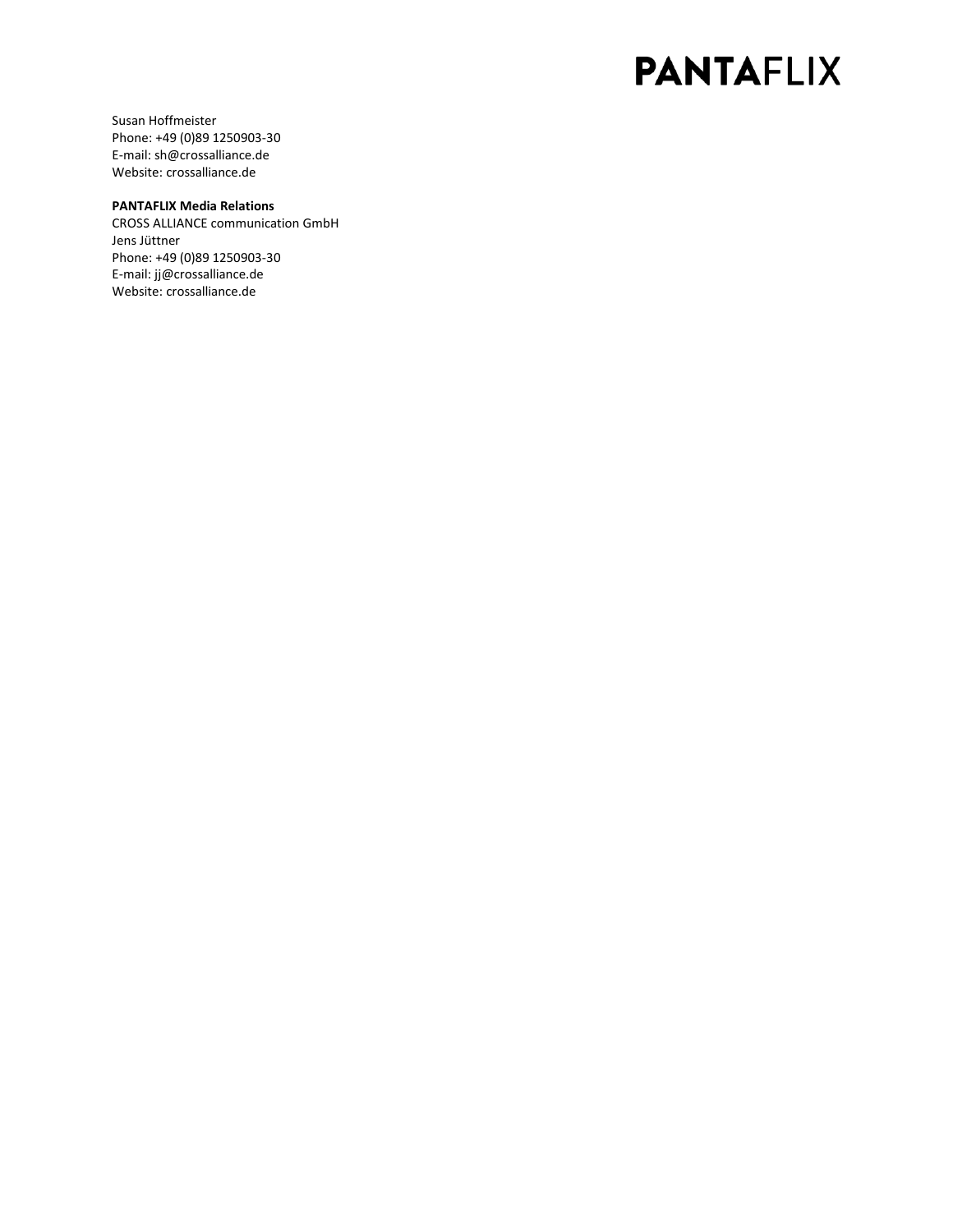Susan Hoffmeister
Phone: +49 (0)89 1250903-30
E-mail: sh@crossalliance.de
Website: crossalliance.de

**PANTAFLIX Media Relations**
CROSS ALLIANCE communication GmbH
Jens Jüttner
Phone: +49 (0)89 1250903-30
E-mail: jj@crossalliance.de
Website: crossalliance.de